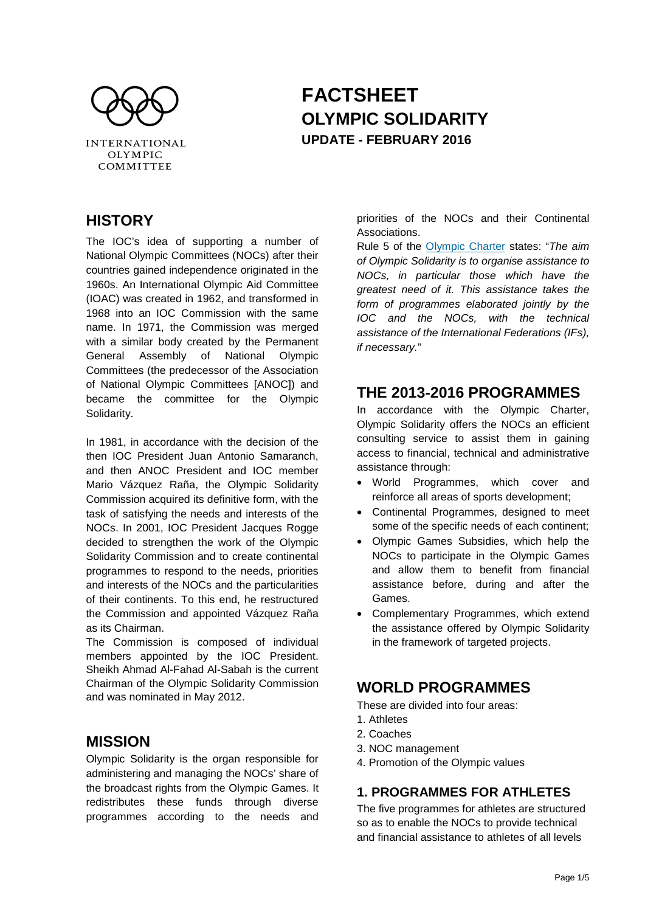INTERNATIONAL OLYMPIC COMMITTEE

# FACTSHEET
# OLYMPIC SOLIDARITY
### UPDATE - FEBRUARY 2016

## HISTORY

The IOC's idea of supporting a number of National Olympic Committees (NOCs) after their countries gained independence originated in the 1960s. An International Olympic Aid Committee (IOAC) was created in 1962, and transformed in 1968 into an IOC Commission with the same name. In 1971, the Commission was merged with a similar body created by the Permanent General Assembly of National Olympic Committees (the predecessor of the Association of National Olympic Committees [ANOC]) and became the committee for the Olympic Solidarity.

In 1981, in accordance with the decision of the then IOC President Juan Antonio Samaranch, and then ANOC President and IOC member Mario Vázquez Raña, the Olympic Solidarity Commission acquired its definitive form, with the task of satisfying the needs and interests of the NOCs. In 2001, IOC President Jacques Rogge decided to strengthen the work of the Olympic Solidarity Commission and to create continental programmes to respond to the needs, priorities and interests of the NOCs and the particularities of their continents. To this end, he restructured the Commission and appointed Vázquez Raña as its Chairman.

The Commission is composed of individual members appointed by the IOC President. Sheikh Ahmad Al-Fahad Al-Sabah is the current Chairman of the Olympic Solidarity Commission and was nominated in May 2012.

## MISSION

Olympic Solidarity is the organ responsible for administering and managing the NOCs' share of the broadcast rights from the Olympic Games. It redistributes these funds through diverse programmes according to the needs and priorities of the NOCs and their Continental Associations.

Rule 5 of the Olympic Charter states: "*The aim of Olympic Solidarity is to organise assistance to NOCs, in particular those which have the greatest need of it. This assistance takes the form of programmes elaborated jointly by the IOC and the NOCs, with the technical assistance of the International Federations (IFs), if necessary.*"

## THE 2013-2016 PROGRAMMES

In accordance with the Olympic Charter, Olympic Solidarity offers the NOCs an efficient consulting service to assist them in gaining access to financial, technical and administrative assistance through:

- World Programmes, which cover and reinforce all areas of sports development;
- Continental Programmes, designed to meet some of the specific needs of each continent;
- Olympic Games Subsidies, which help the NOCs to participate in the Olympic Games and allow them to benefit from financial assistance before, during and after the Games.
- Complementary Programmes, which extend the assistance offered by Olympic Solidarity in the framework of targeted projects.

## WORLD PROGRAMMES

These are divided into four areas:

1. Athletes
2. Coaches
3. NOC management
4. Promotion of the Olympic values

### 1. PROGRAMMES FOR ATHLETES

The five programmes for athletes are structured so as to enable the NOCs to provide technical and financial assistance to athletes of all levels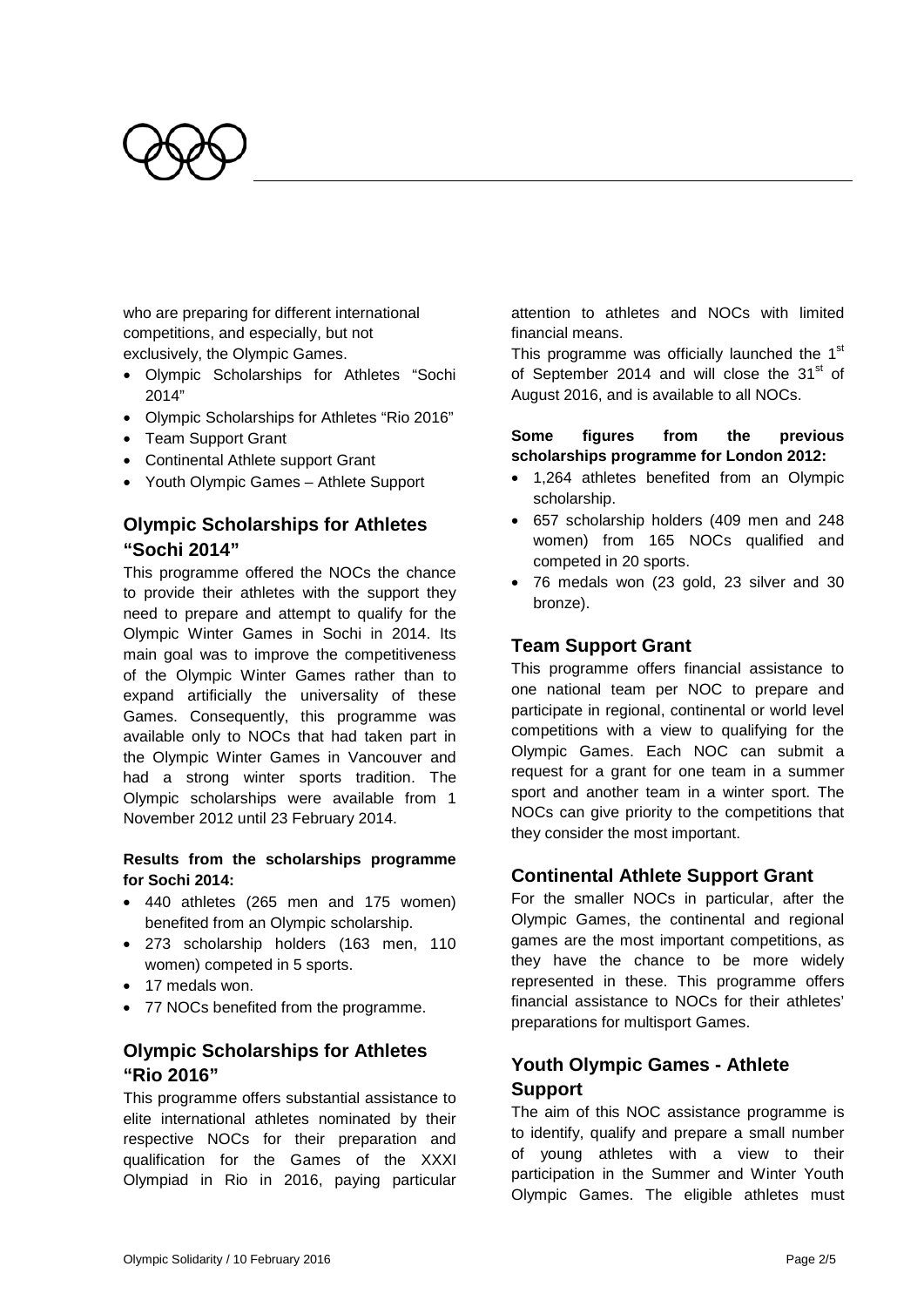who are preparing for different international competitions, and especially, but not exclusively, the Olympic Games.

- Olympic Scholarships for Athletes "Sochi 2014"
- Olympic Scholarships for Athletes "Rio 2016"
- Team Support Grant
- Continental Athlete support Grant
- Youth Olympic Games – Athlete Support

## Olympic Scholarships for Athletes "Sochi 2014"

This programme offered the NOCs the chance to provide their athletes with the support they need to prepare and attempt to qualify for the Olympic Winter Games in Sochi in 2014. Its main goal was to improve the competitiveness of the Olympic Winter Games rather than to expand artificially the universality of these Games. Consequently, this programme was available only to NOCs that had taken part in the Olympic Winter Games in Vancouver and had a strong winter sports tradition. The Olympic scholarships were available from 1 November 2012 until 23 February 2014.

**Results from the scholarships programme for Sochi 2014:**

- 440 athletes (265 men and 175 women) benefited from an Olympic scholarship.
- 273 scholarship holders (163 men, 110 women) competed in 5 sports.
- 17 medals won.
- 77 NOCs benefited from the programme.

## Olympic Scholarships for Athletes "Rio 2016"

This programme offers substantial assistance to elite international athletes nominated by their respective NOCs for their preparation and qualification for the Games of the XXXI Olympiad in Rio in 2016, paying particular attention to athletes and NOCs with limited financial means.

This programme was officially launched the 1st of September 2014 and will close the 31st of August 2016, and is available to all NOCs.

**Some figures from the previous scholarships programme for London 2012:**

- 1,264 athletes benefited from an Olympic scholarship.
- 657 scholarship holders (409 men and 248 women) from 165 NOCs qualified and competed in 20 sports.
- 76 medals won (23 gold, 23 silver and 30 bronze).

## Team Support Grant

This programme offers financial assistance to one national team per NOC to prepare and participate in regional, continental or world level competitions with a view to qualifying for the Olympic Games. Each NOC can submit a request for a grant for one team in a summer sport and another team in a winter sport. The NOCs can give priority to the competitions that they consider the most important.

## Continental Athlete Support Grant

For the smaller NOCs in particular, after the Olympic Games, the continental and regional games are the most important competitions, as they have the chance to be more widely represented in these. This programme offers financial assistance to NOCs for their athletes' preparations for multisport Games.

## Youth Olympic Games - Athlete Support

The aim of this NOC assistance programme is to identify, qualify and prepare a small number of young athletes with a view to their participation in the Summer and Winter Youth Olympic Games. The eligible athletes must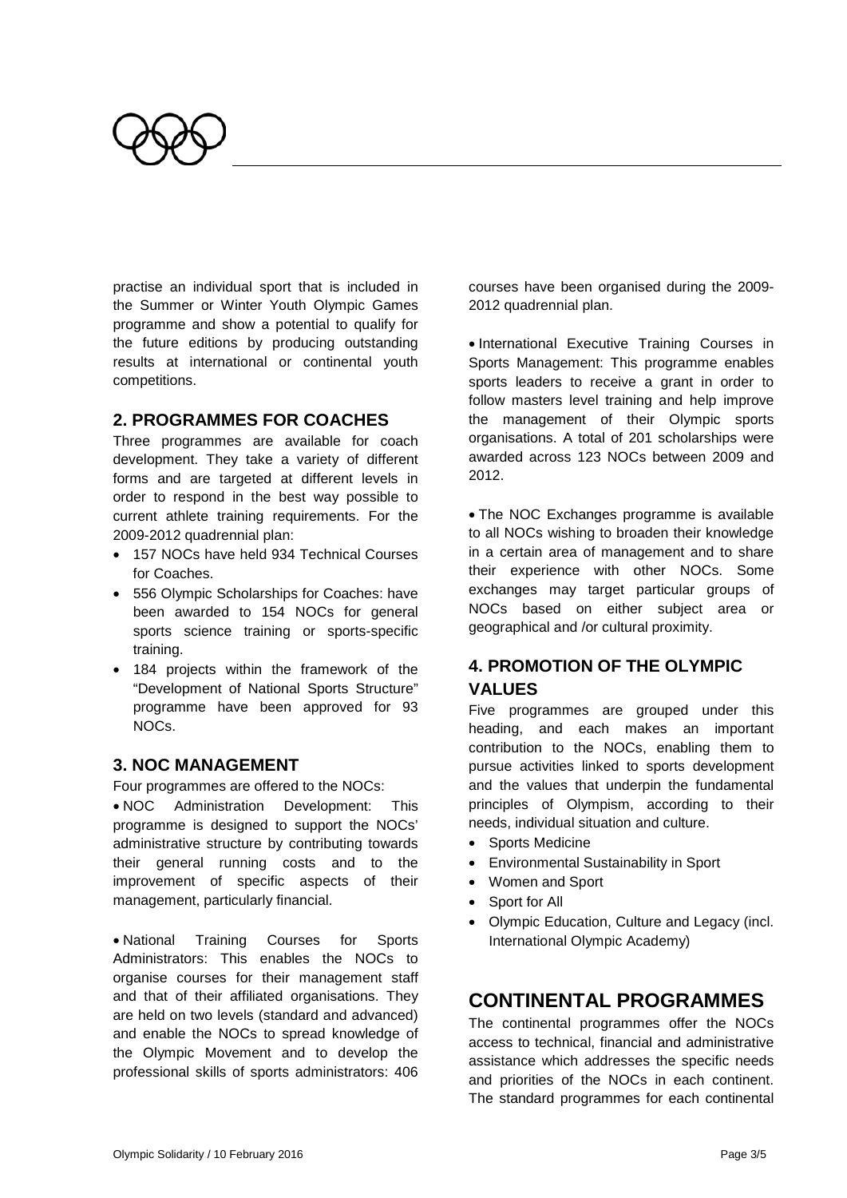practise an individual sport that is included in the Summer or Winter Youth Olympic Games programme and show a potential to qualify for the future editions by producing outstanding results at international or continental youth competitions.

### 2. PROGRAMMES FOR COACHES

Three programmes are available for coach development. They take a variety of different forms and are targeted at different levels in order to respond in the best way possible to current athlete training requirements. For the 2009-2012 quadrennial plan:

- 157 NOCs have held 934 Technical Courses for Coaches.
- 556 Olympic Scholarships for Coaches: have been awarded to 154 NOCs for general sports science training or sports-specific training.
- 184 projects within the framework of the "Development of National Sports Structure" programme have been approved for 93 NOCs.

### 3. NOC MANAGEMENT

Four programmes are offered to the NOCs:

- NOC Administration Development: This programme is designed to support the NOCs' administrative structure by contributing towards their general running costs and to the improvement of specific aspects of their management, particularly financial.

- National Training Courses for Sports Administrators: This enables the NOCs to organise courses for their management staff and that of their affiliated organisations. They are held on two levels (standard and advanced) and enable the NOCs to spread knowledge of the Olympic Movement and to develop the professional skills of sports administrators: 406 courses have been organised during the 2009-2012 quadrennial plan.

- International Executive Training Courses in Sports Management: This programme enables sports leaders to receive a grant in order to follow masters level training and help improve the management of their Olympic sports organisations. A total of 201 scholarships were awarded across 123 NOCs between 2009 and 2012.

- The NOC Exchanges programme is available to all NOCs wishing to broaden their knowledge in a certain area of management and to share their experience with other NOCs. Some exchanges may target particular groups of NOCs based on either subject area or geographical and /or cultural proximity.

### 4. PROMOTION OF THE OLYMPIC VALUES

Five programmes are grouped under this heading, and each makes an important contribution to the NOCs, enabling them to pursue activities linked to sports development and the values that underpin the fundamental principles of Olympism, according to their needs, individual situation and culture.

- Sports Medicine
- Environmental Sustainability in Sport
- Women and Sport
- Sport for All
- Olympic Education, Culture and Legacy (incl. International Olympic Academy)

## CONTINENTAL PROGRAMMES

The continental programmes offer the NOCs access to technical, financial and administrative assistance which addresses the specific needs and priorities of the NOCs in each continent. The standard programmes for each continental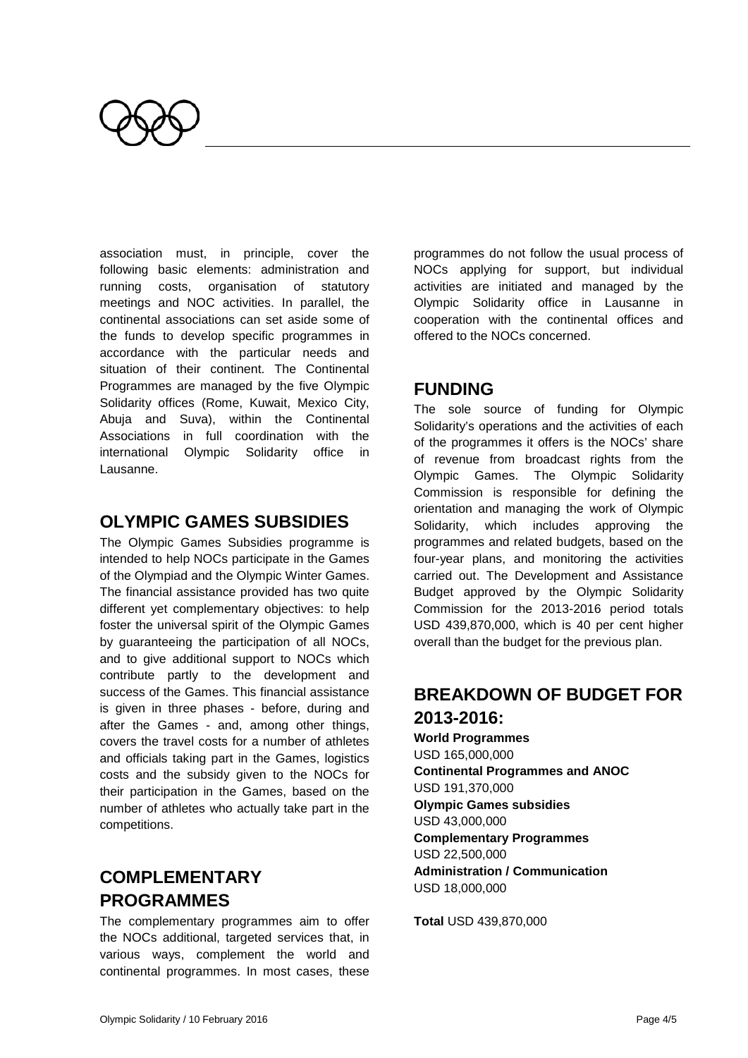association must, in principle, cover the following basic elements: administration and running costs, organisation of statutory meetings and NOC activities. In parallel, the continental associations can set aside some of the funds to develop specific programmes in accordance with the particular needs and situation of their continent. The Continental Programmes are managed by the five Olympic Solidarity offices (Rome, Kuwait, Mexico City, Abuja and Suva), within the Continental Associations in full coordination with the international Olympic Solidarity office in Lausanne.

## OLYMPIC GAMES SUBSIDIES

The Olympic Games Subsidies programme is intended to help NOCs participate in the Games of the Olympiad and the Olympic Winter Games. The financial assistance provided has two quite different yet complementary objectives: to help foster the universal spirit of the Olympic Games by guaranteeing the participation of all NOCs, and to give additional support to NOCs which contribute partly to the development and success of the Games. This financial assistance is given in three phases - before, during and after the Games - and, among other things, covers the travel costs for a number of athletes and officials taking part in the Games, logistics costs and the subsidy given to the NOCs for their participation in the Games, based on the number of athletes who actually take part in the competitions.

## COMPLEMENTARY PROGRAMMES

The complementary programmes aim to offer the NOCs additional, targeted services that, in various ways, complement the world and continental programmes. In most cases, these programmes do not follow the usual process of NOCs applying for support, but individual activities are initiated and managed by the Olympic Solidarity office in Lausanne in cooperation with the continental offices and offered to the NOCs concerned.

## FUNDING

The sole source of funding for Olympic Solidarity's operations and the activities of each of the programmes it offers is the NOCs' share of revenue from broadcast rights from the Olympic Games. The Olympic Solidarity Commission is responsible for defining the orientation and managing the work of Olympic Solidarity, which includes approving the programmes and related budgets, based on the four-year plans, and monitoring the activities carried out. The Development and Assistance Budget approved by the Olympic Solidarity Commission for the 2013-2016 period totals USD 439,870,000, which is 40 per cent higher overall than the budget for the previous plan.

## BREAKDOWN OF BUDGET FOR 2013-2016:

**World Programmes**
USD 165,000,000
**Continental Programmes and ANOC**
USD 191,370,000
**Olympic Games subsidies**
USD 43,000,000
**Complementary Programmes**
USD 22,500,000
**Administration / Communication**
USD 18,000,000

**Total** USD 439,870,000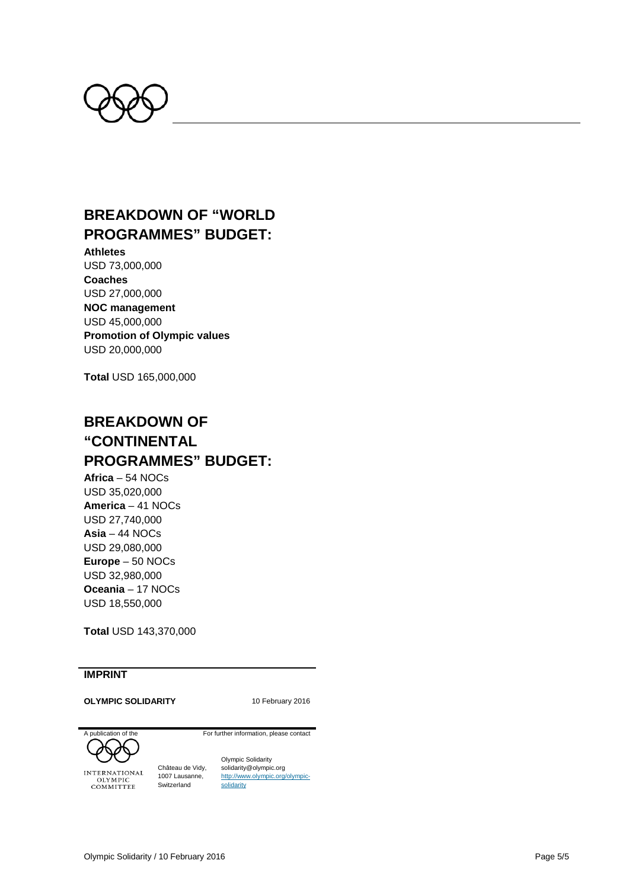## BREAKDOWN OF "WORLD PROGRAMMES" BUDGET:

**Athletes**
USD 73,000,000
**Coaches**
USD 27,000,000
**NOC management**
USD 45,000,000
**Promotion of Olympic values**
USD 20,000,000

**Total** USD 165,000,000

## BREAKDOWN OF "CONTINENTAL PROGRAMMES" BUDGET:

**Africa** – 54 NOCs
USD 35,020,000
**America** – 41 NOCs
USD 27,740,000
**Asia** – 44 NOCs
USD 29,080,000
**Europe** – 50 NOCs
USD 32,980,000
**Oceania** – 17 NOCs
USD 18,550,000

**Total** USD 143,370,000

**IMPRINT**

**OLYMPIC SOLIDARITY** 10 February 2016

A publication of the

INTERNATIONAL OLYMPIC COMMITTEE

Château de Vidy,
1007 Lausanne,
Switzerland

For further information, please contact

Olympic Solidarity
solidarity@olympic.org
http://www.olympic.org/olympic-solidarity